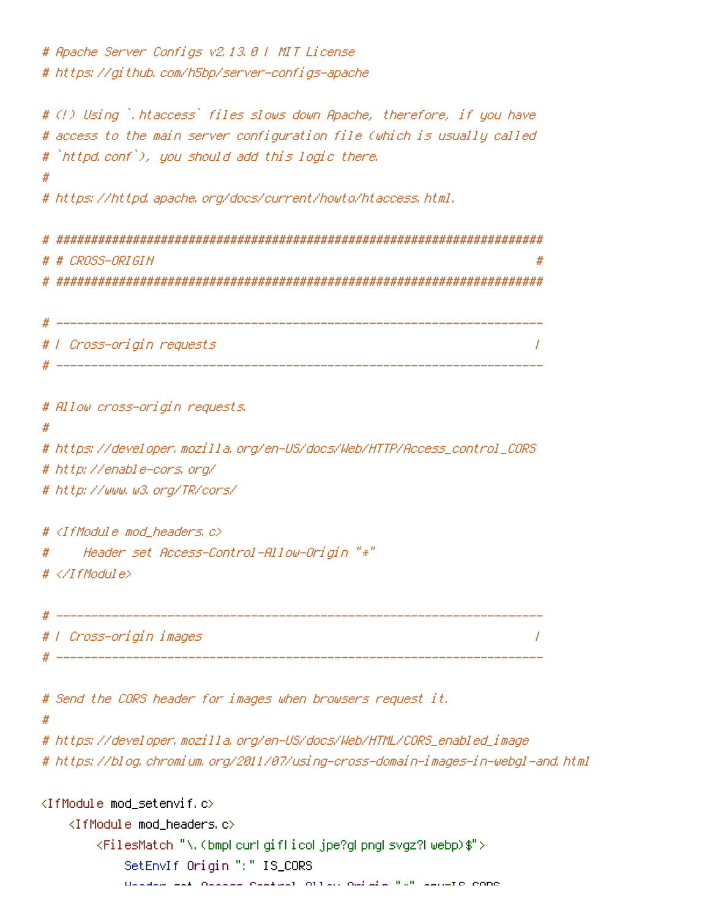```apache
# Apache Server Configs v2.13.0 | MIT License
# https://github.com/h5bp/server-configs-apache

# (!) Using `.htaccess` files slows down Apache, therefore, if you have
# access to the main server configuration file (which is usually called
# `httpd.conf`), you should add this logic there.
#
# https://httpd.apache.org/docs/current/howto/htaccess.html.

# ######################################################################
# # CROSS-ORIGIN                                                       #
# ######################################################################

# ----------------------------------------------------------------------
# | Cross-origin requests                                              |
# ----------------------------------------------------------------------

# Allow cross-origin requests.
#
# https://developer.mozilla.org/en-US/docs/Web/HTTP/Access_control_CORS
# http://enable-cors.org/
# http://www.w3.org/TR/cors/

# <IfModule mod_headers.c>
#     Header set Access-Control-Allow-Origin "*"
# </IfModule>

# ----------------------------------------------------------------------
# | Cross-origin images                                                |
# ----------------------------------------------------------------------

# Send the CORS header for images when browsers request it.
#
# https://developer.mozilla.org/en-US/docs/Web/HTML/CORS_enabled_image
# https://blog.chromium.org/2011/07/using-cross-domain-images-in-webgl-and.html

<IfModule mod_setenvif.c>
    <IfModule mod_headers.c>
        <FilesMatch "\.(bmp|cur|gif|ico|jpe?g|png|svgz?|webp)$">
            SetEnvIf Origin ":" IS_CORS
            Header set Access-Control-Allow-Origin "*" env=IS_CORS
```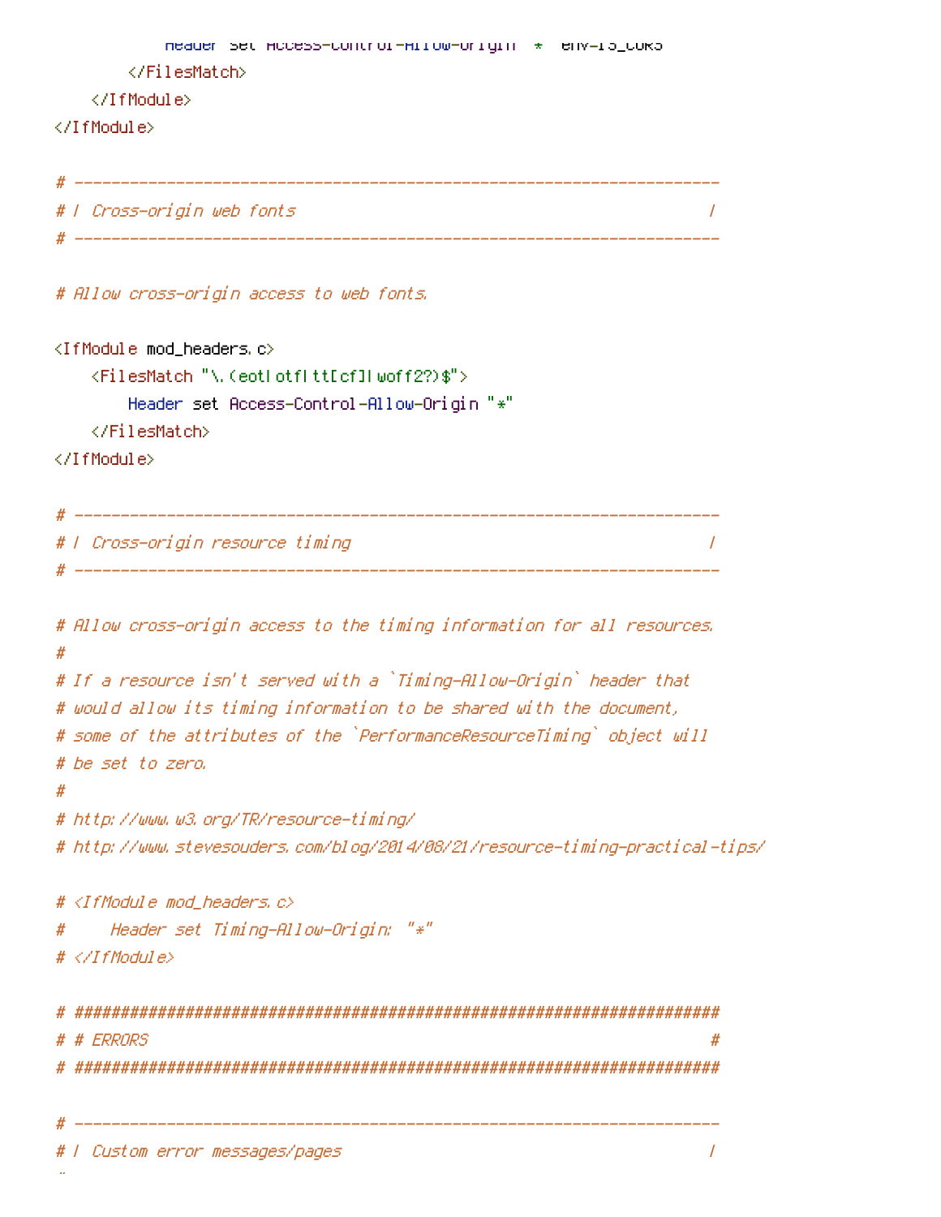```
            Header set Access-Control-Allow-Origin "*" env=IS_CORS
        </FilesMatch>
    </IfModule>
</IfModule>

# ----------------------------------------------------------------------
# | Cross-origin web fonts                                             |
# ----------------------------------------------------------------------

# Allow cross-origin access to web fonts.

<IfModule mod_headers.c>
    <FilesMatch "\.(eot|otf|tt[cf]|woff2?)$">
        Header set Access-Control-Allow-Origin "*"
    </FilesMatch>
</IfModule>

# ----------------------------------------------------------------------
# | Cross-origin resource timing                                       |
# ----------------------------------------------------------------------

# Allow cross-origin access to the timing information for all resources.
#
# If a resource isn't served with a `Timing-Allow-Origin` header that
# would allow its timing information to be shared with the document,
# some of the attributes of the `PerformanceResourceTiming` object will
# be set to zero.
#
# http://www.w3.org/TR/resource-timing/
# http://www.stevesouders.com/blog/2014/08/21/resource-timing-practical-tips/

# <IfModule mod_headers.c>
#     Header set Timing-Allow-Origin: "*"
# </IfModule>

# ######################################################################
# # ERRORS                                                             #
# ######################################################################

# ----------------------------------------------------------------------
# | Custom error messages/pages                                        |
```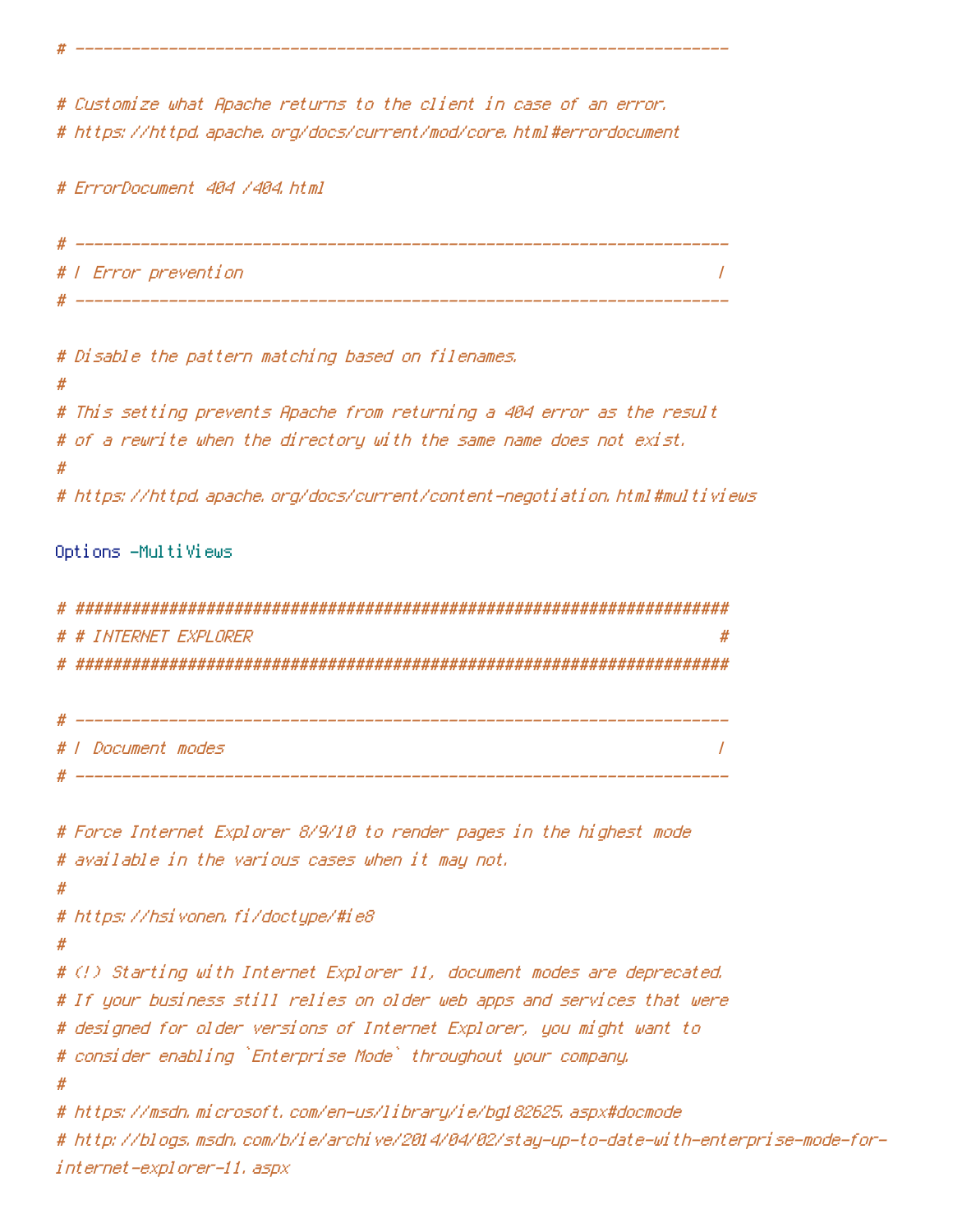```
# ----------------------------------------------------------------------

# Customize what Apache returns to the client in case of an error.
# https://httpd.apache.org/docs/current/mod/core.html#errordocument

# ErrorDocument 404 /404.html

# ----------------------------------------------------------------------
# | Error prevention                                                   |
# ----------------------------------------------------------------------

# Disable the pattern matching based on filenames.
#
# This setting prevents Apache from returning a 404 error as the result
# of a rewrite when the directory with the same name does not exist.
#
# https://httpd.apache.org/docs/current/content-negotiation.html#multiviews

Options -MultiViews

# ######################################################################
# # INTERNET EXPLORER                                                  #
# ######################################################################

# ----------------------------------------------------------------------
# | Document modes                                                     |
# ----------------------------------------------------------------------

# Force Internet Explorer 8/9/10 to render pages in the highest mode
# available in the various cases when it may not.
#
# https://hsivonen.fi/doctype/#ie8
#
# (!) Starting with Internet Explorer 11, document modes are deprecated.
# If your business still relies on older web apps and services that were
# designed for older versions of Internet Explorer, you might want to
# consider enabling `Enterprise Mode` throughout your company.
#
# https://msdn.microsoft.com/en-us/library/ie/bg182625.aspx#docmode
# http://blogs.msdn.com/b/ie/archive/2014/04/02/stay-up-to-date-with-enterprise-mode-for-internet-explorer-11.aspx
```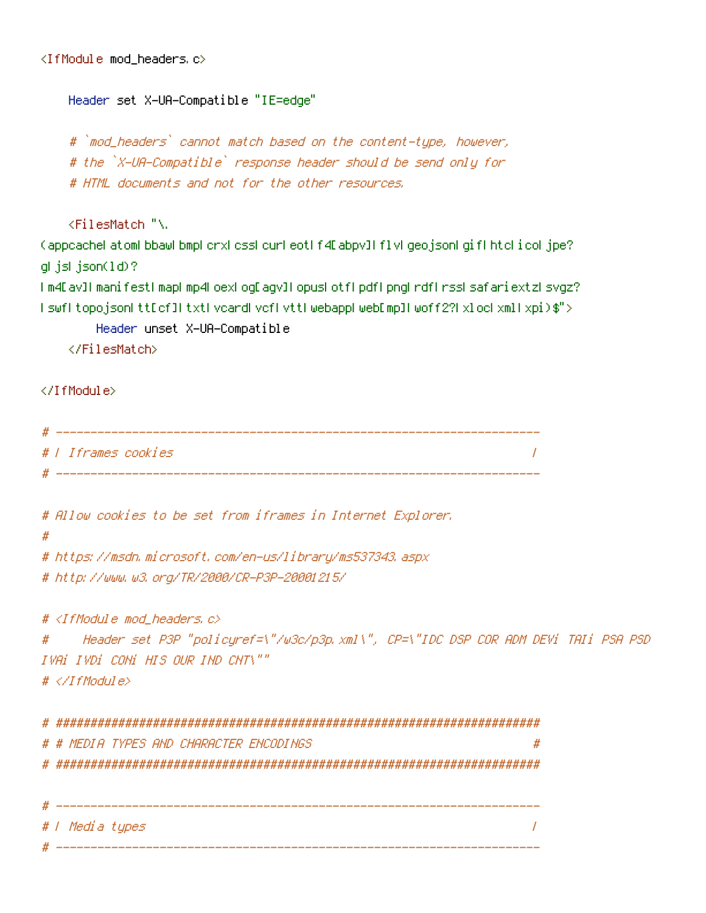```
<IfModule mod_headers.c>

    Header set X-UA-Compatible "IE=edge"

    # `mod_headers` cannot match based on the content-type, however,
    # the `X-UA-Compatible` response header should be send only for
    # HTML documents and not for the other resources.

    <FilesMatch "\.
(appcache|atom|bbaw|bmp|crx|css|cur|eot|f4[abpv]|flv|geojson|gif|htc|ico|jpe?
g|js|json(ld)?
|m4[av]|manifest|map|mp4|oex|og[agv]|opus|otf|pdf|png|rdf|rss|safariextz|svgz?
|swf|topojson|tt[cf]|txt|vcard|vcf|vtt|webapp|web[mp]|woff2?|xloc|xml|xpi)$">
        Header unset X-UA-Compatible
    </FilesMatch>

</IfModule>

# ----------------------------------------------------------------------
# | Iframes cookies                                                    |
# ----------------------------------------------------------------------

# Allow cookies to be set from iframes in Internet Explorer.
#
# https://msdn.microsoft.com/en-us/library/ms537343.aspx
# http://www.w3.org/TR/2000/CR-P3P-20001215/

# <IfModule mod_headers.c>
#     Header set P3P "policyref=\"/w3c/p3p.xml\", CP=\"IDC DSP COR ADM DEVi TAIi PSA PSD
IVAi IVDi CONi HIS OUR IND CNT\""
# </IfModule>

# ######################################################################
# # MEDIA TYPES AND CHARACTER ENCODINGS                                #
# ######################################################################

# ----------------------------------------------------------------------
# | Media types                                                        |
# ----------------------------------------------------------------------
```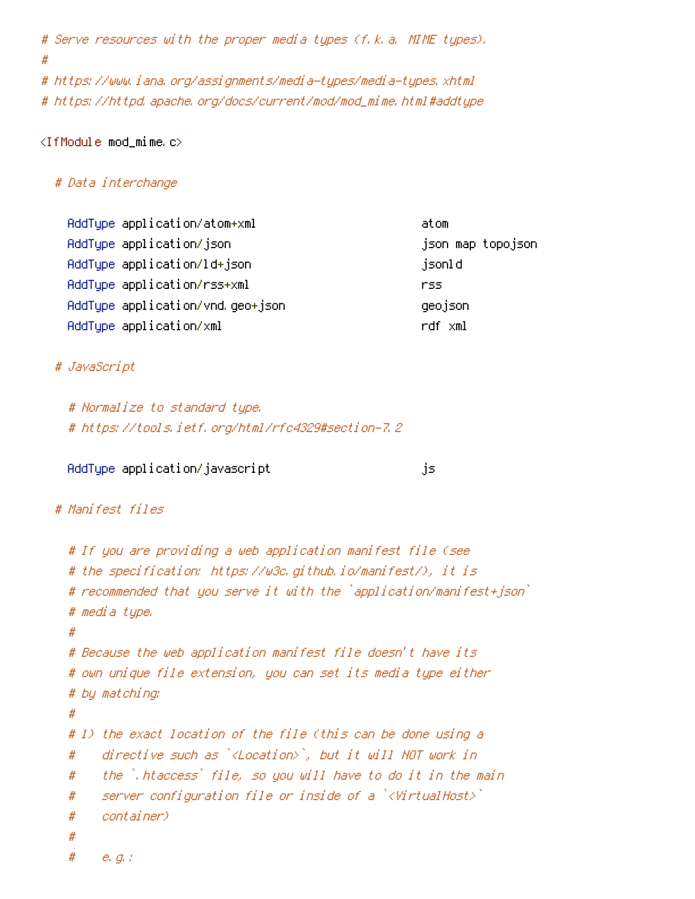```
# Serve resources with the proper media types (f.k.a. MIME types).
#
# https://www.iana.org/assignments/media-types/media-types.xhtml
# https://httpd.apache.org/docs/current/mod/mod_mime.html#addtype

<IfModule mod_mime.c>

  # Data interchange

    AddType application/atom+xml                        atom
    AddType application/json                            json map topojson
    AddType application/ld+json                         jsonld
    AddType application/rss+xml                         rss
    AddType application/vnd.geo+json                    geojson
    AddType application/xml                             rdf xml

  # JavaScript

    # Normalize to standard type.
    # https://tools.ietf.org/html/rfc4329#section-7.2

    AddType application/javascript                      js

  # Manifest files

    # If you are providing a web application manifest file (see
    # the specification: https://w3c.github.io/manifest/), it is
    # recommended that you serve it with the `application/manifest+json`
    # media type.
    #
    # Because the web application manifest file doesn't have its
    # own unique file extension, you can set its media type either
    # by matching:
    #
    # 1) the exact location of the file (this can be done using a
    #    directive such as `<Location>`, but it will NOT work in
    #    the `.htaccess` file, so you will have to do it in the main
    #    server configuration file or inside of a `<VirtualHost>`
    #    container)
    #
    #    e.g.:
```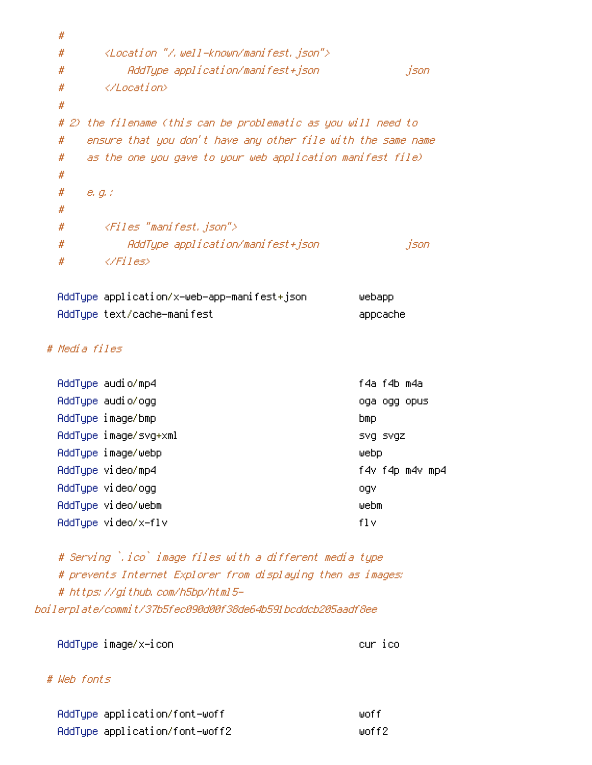```
    #
    #       <Location "/.well-known/manifest.json">
    #           AddType application/manifest+json               json
    #       </Location>
    #
    # 2) the filename (this can be problematic as you will need to
    #    ensure that you don't have any other file with the same name
    #    as the one you gave to your web application manifest file)
    #
    #    e.g.:
    #
    #       <Files "manifest.json">
    #           AddType application/manifest+json               json
    #       </Files>

    AddType application/x-web-app-manifest+json         webapp
    AddType text/cache-manifest                         appcache

  # Media files

    AddType audio/mp4                                   f4a f4b m4a
    AddType audio/ogg                                   oga ogg opus
    AddType image/bmp                                   bmp
    AddType image/svg+xml                               svg svgz
    AddType image/webp                                  webp
    AddType video/mp4                                   f4v f4p m4v mp4
    AddType video/ogg                                   ogv
    AddType video/webm                                  webm
    AddType video/x-flv                                 flv

    # Serving `.ico` image files with a different media type
    # prevents Internet Explorer from displaying then as images:
    # https://github.com/h5bp/html5-
boilerplate/commit/37b5fec090d00f38de64b591bcddcb205aadf8ee

    AddType image/x-icon                                cur ico

  # Web fonts

    AddType application/font-woff                       woff
    AddType application/font-woff2                      woff2
```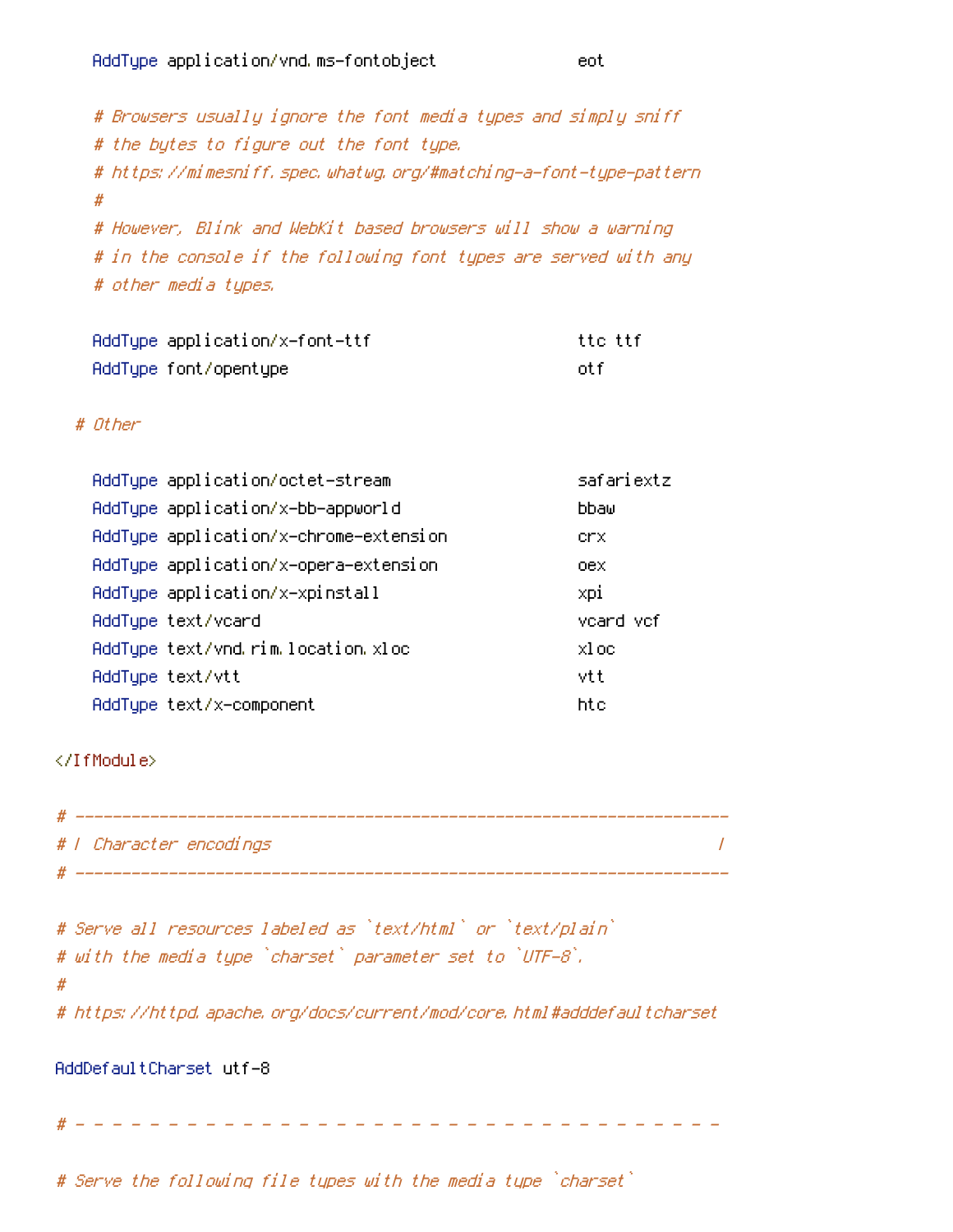```
    AddType application/vnd.ms-fontobject               eot

    # Browsers usually ignore the font media types and simply sniff
    # the bytes to figure out the font type.
    # https://mimesniff.spec.whatwg.org/#matching-a-font-type-pattern
    #
    # However, Blink and WebKit based browsers will show a warning
    # in the console if the following font types are served with any
    # other media types.

    AddType application/x-font-ttf                      ttc ttf
    AddType font/opentype                               otf

  # Other

    AddType application/octet-stream                    safariextz
    AddType application/x-bb-appworld                   bbaw
    AddType application/x-chrome-extension              crx
    AddType application/x-opera-extension               oex
    AddType application/x-xpinstall                     xpi
    AddType text/vcard                                  vcard vcf
    AddType text/vnd.rim.location.xloc                  xloc
    AddType text/vtt                                    vtt
    AddType text/x-component                            htc

</IfModule>

# ----------------------------------------------------------------------
# | Character encodings                                                |
# ----------------------------------------------------------------------

# Serve all resources labeled as `text/html` or `text/plain`
# with the media type `charset` parameter set to `UTF-8`.
#
# https://httpd.apache.org/docs/current/mod/core.html#adddefaultcharset

AddDefaultCharset utf-8

# - - - - - - - - - - - - - - - - - - - - - - - - - - - - - - - - - - -

# Serve the following file types with the media type `charset`
```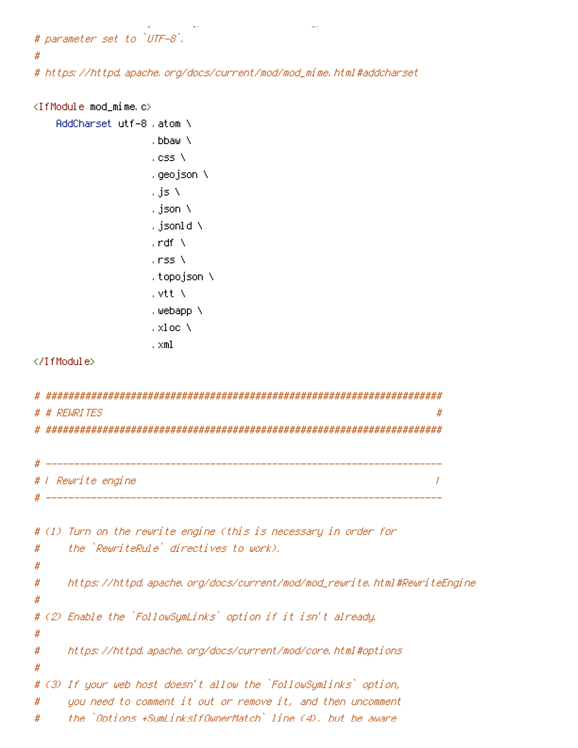```
# parameter set to `UTF-8`.
#
# https://httpd.apache.org/docs/current/mod/mod_mime.html#addcharset

<IfModule mod_mime.c>
    AddCharset utf-8 .atom \
                     .bbaw \
                     .css \
                     .geojson \
                     .js \
                     .json \
                     .jsonld \
                     .rdf \
                     .rss \
                     .topojson \
                     .vtt \
                     .webapp \
                     .xloc \
                     .xml
</IfModule>

# ######################################################################
# # REWRITES                                                           #
# ######################################################################

# ----------------------------------------------------------------------
# | Rewrite engine                                                     |
# ----------------------------------------------------------------------

# (1) Turn on the rewrite engine (this is necessary in order for
#     the `RewriteRule` directives to work).
#
#     https://httpd.apache.org/docs/current/mod/mod_rewrite.html#RewriteEngine
#
# (2) Enable the `FollowSymLinks` option if it isn't already.
#
#     https://httpd.apache.org/docs/current/mod/core.html#options
#
# (3) If your web host doesn't allow the `FollowSymlinks` option,
#     you need to comment it out or remove it, and then uncomment
#     the `Options +SymLinksIfOwnerMatch` line (4), but be aware
```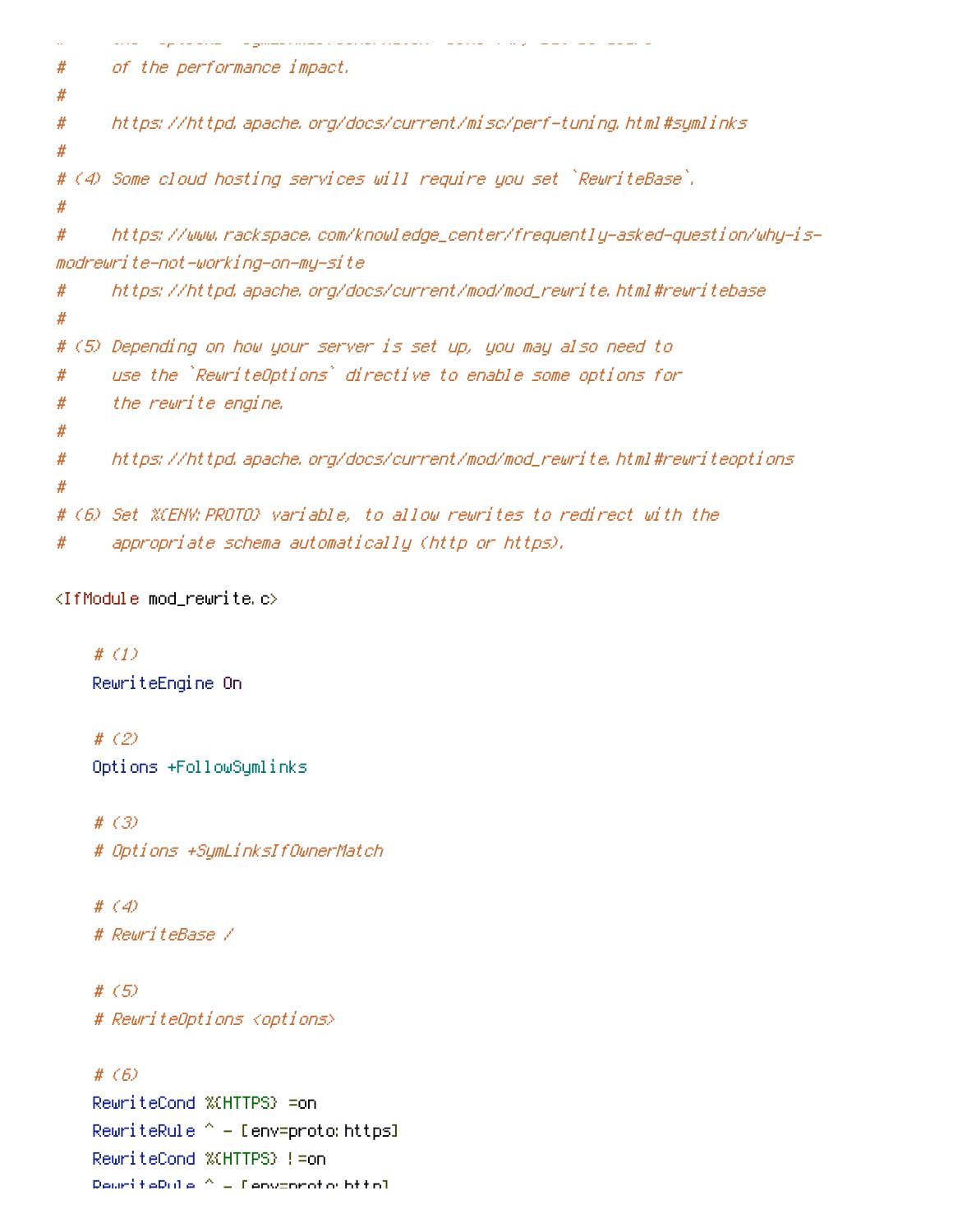```
#     of the performance impact.
#
#     https://httpd.apache.org/docs/current/misc/perf-tuning.html#symlinks
#
# (4) Some cloud hosting services will require you set `RewriteBase`.
#
#     https://www.rackspace.com/knowledge_center/frequently-asked-question/why-is-modrewrite-not-working-on-my-site
#     https://httpd.apache.org/docs/current/mod/mod_rewrite.html#rewritebase
#
# (5) Depending on how your server is set up, you may also need to
#     use the `RewriteOptions` directive to enable some options for
#     the rewrite engine.
#
#     https://httpd.apache.org/docs/current/mod/mod_rewrite.html#rewriteoptions
#
# (6) Set %{ENV:PROTO} variable, to allow rewrites to redirect with the
#     appropriate schema automatically (http or https).

<IfModule mod_rewrite.c>

    # (1)
    RewriteEngine On

    # (2)
    Options +FollowSymlinks

    # (3)
    # Options +SymLinksIfOwnerMatch

    # (4)
    # RewriteBase /

    # (5)
    # RewriteOptions <options>

    # (6)
    RewriteCond %{HTTPS} =on
    RewriteRule ^ - [env=proto:https]
    RewriteCond %{HTTPS} !=on
    RewriteRule ^ - [env=proto:http]
```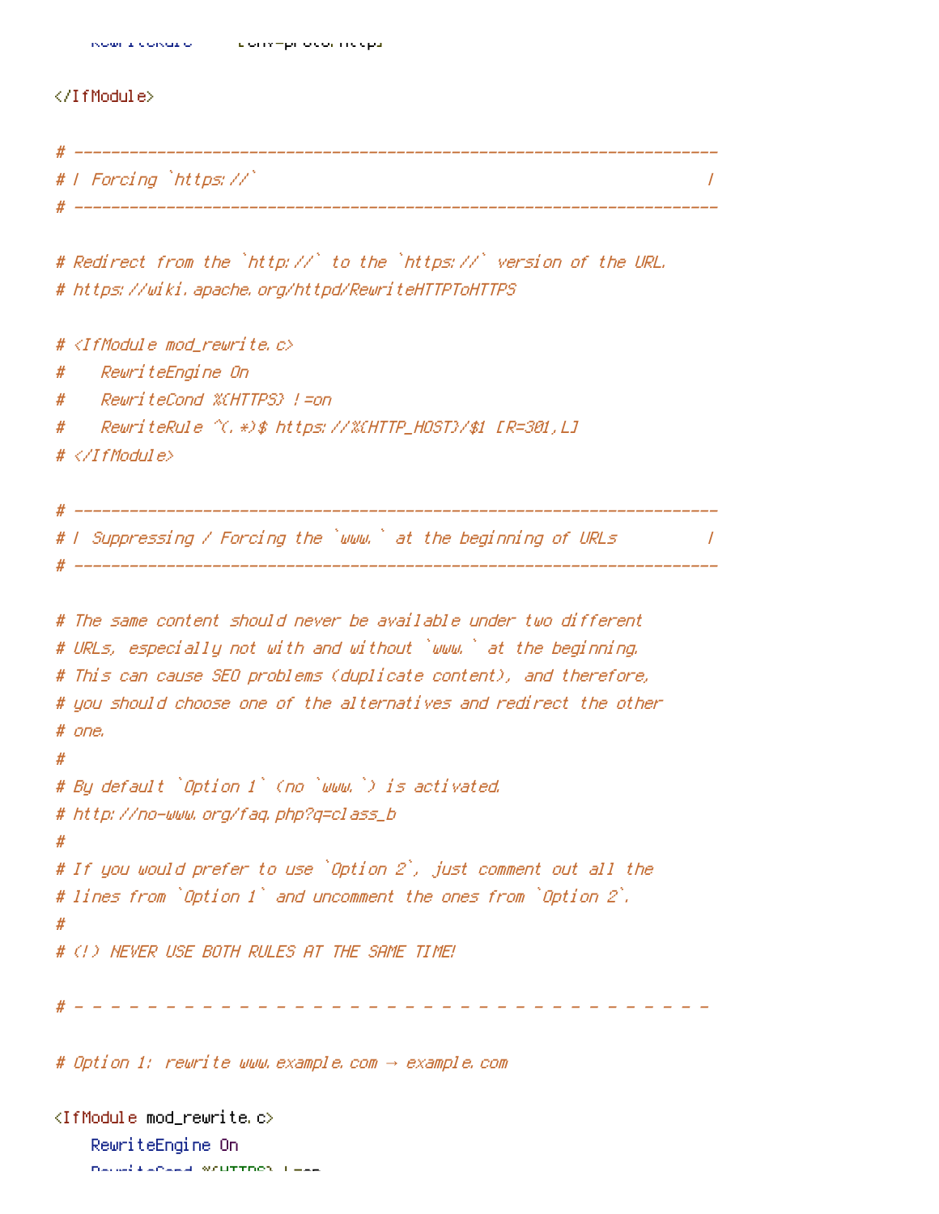```
    RewriteRule      [env-proto:http]

</IfModule>

# ----------------------------------------------------------------------
# | Forcing `https://`                                                 |
# ----------------------------------------------------------------------

# Redirect from the `http://` to the `https://` version of the URL.
# https://wiki.apache.org/httpd/RewriteHTTPToHTTPS

# <IfModule mod_rewrite.c>
#    RewriteEngine On
#    RewriteCond %{HTTPS} !=on
#    RewriteRule ^(.*)$ https://%{HTTP_HOST}/$1 [R=301,L]
# </IfModule>

# ----------------------------------------------------------------------
# | Suppressing / Forcing the `www.` at the beginning of URLs          |
# ----------------------------------------------------------------------

# The same content should never be available under two different
# URLs, especially not with and without `www.` at the beginning.
# This can cause SEO problems (duplicate content), and therefore,
# you should choose one of the alternatives and redirect the other
# one.
#
# By default `Option 1` (no `www.`) is activated.
# http://no-www.org/faq.php?q=class_b
#
# If you would prefer to use `Option 2`, just comment out all the
# lines from `Option 1` and uncomment the ones from `Option 2`.
#
# (!) NEVER USE BOTH RULES AT THE SAME TIME!

# - - - - - - - - - - - - - - - - - - - - - - - - - - - - - - - - - - -

# Option 1: rewrite www.example.com → example.com

<IfModule mod_rewrite.c>
    RewriteEngine On
    RewriteCond %{HTTPS} !=on
```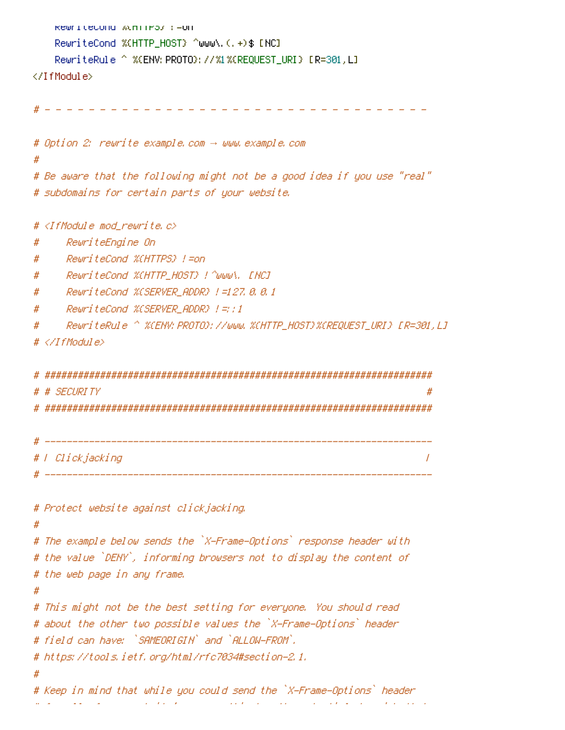```
    RewriteCond %{HTTPS} !=on
    RewriteCond %{HTTP_HOST} ^www\.(.+)$ [NC]
    RewriteRule ^ %{ENV:PROTO}://%1%{REQUEST_URI} [R=301,L]
</IfModule>

# - - - - - - - - - - - - - - - - - - - - - - - - - - - - - - - - - - -

# Option 2: rewrite example.com → www.example.com
#
# Be aware that the following might not be a good idea if you use "real"
# subdomains for certain parts of your website.

# <IfModule mod_rewrite.c>
#     RewriteEngine On
#     RewriteCond %{HTTPS} !=on
#     RewriteCond %{HTTP_HOST} !^www\. [NC]
#     RewriteCond %{SERVER_ADDR} !=127.0.0.1
#     RewriteCond %{SERVER_ADDR} !=::1
#     RewriteRule ^ %{ENV:PROTO}://www.%{HTTP_HOST}%{REQUEST_URI} [R=301,L]
# </IfModule>

# ######################################################################
# # SECURITY                                                           #
# ######################################################################

# ----------------------------------------------------------------------
# | Clickjacking                                                       |
# ----------------------------------------------------------------------

# Protect website against clickjacking.
#
# The example below sends the `X-Frame-Options` response header with
# the value `DENY`, informing browsers not to display the content of
# the web page in any frame.
#
# This might not be the best setting for everyone. You should read
# about the other two possible values the `X-Frame-Options` header
# field can have: `SAMEORIGIN` and `ALLOW-FROM`.
# https://tools.ietf.org/html/rfc7034#section-2.1.
#
# Keep in mind that while you could send the `X-Frame-Options` header
```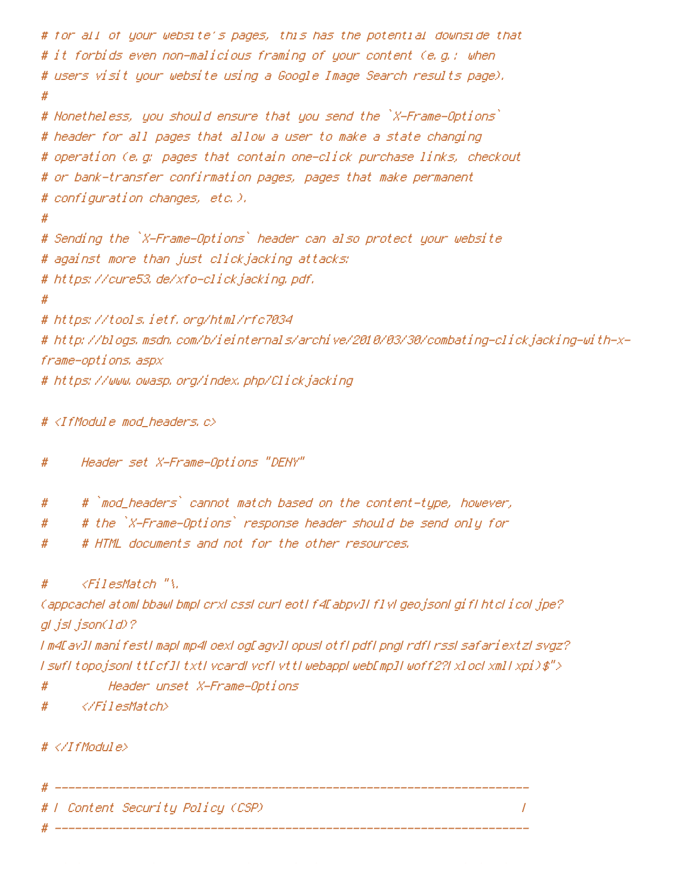```
# for all of your website's pages, this has the potential downside that
# it forbids even non-malicious framing of your content (e.g.: when
# users visit your website using a Google Image Search results page).
#
# Nonetheless, you should ensure that you send the `X-Frame-Options`
# header for all pages that allow a user to make a state changing
# operation (e.g: pages that contain one-click purchase links, checkout
# or bank-transfer confirmation pages, pages that make permanent
# configuration changes, etc.).
#
# Sending the `X-Frame-Options` header can also protect your website
# against more than just clickjacking attacks:
# https://cure53.de/xfo-clickjacking.pdf.
#
# https://tools.ietf.org/html/rfc7034
# http://blogs.msdn.com/b/ieinternals/archive/2010/03/30/combating-clickjacking-with-x-frame-options.aspx
# https://www.owasp.org/index.php/Clickjacking

# <IfModule mod_headers.c>

#     Header set X-Frame-Options "DENY"

#     # `mod_headers` cannot match based on the content-type, however,
#     # the `X-Frame-Options` response header should be send only for
#     # HTML documents and not for the other resources.

#     <FilesMatch "\.(appcache|atom|bbaw|bmp|crx|css|cur|eot|f4[abpv]|flv|geojson|gif|htc|ico|jpe?g|js|json(ld)?|m4[av]|manifest|map|mp4|oex|og[agv]|opus|otf|pdf|png|rdf|rss|safariextz|svgz?|swf|topojson|tt[cf]|txt|vcard|vcf|vtt|webapp|web[mp]|woff2?|xloc|xml|xpi)$">
#         Header unset X-Frame-Options
#     </FilesMatch>

# </IfModule>

# ----------------------------------------------------------------------
# | Content Security Policy (CSP)                                      |
# ----------------------------------------------------------------------
```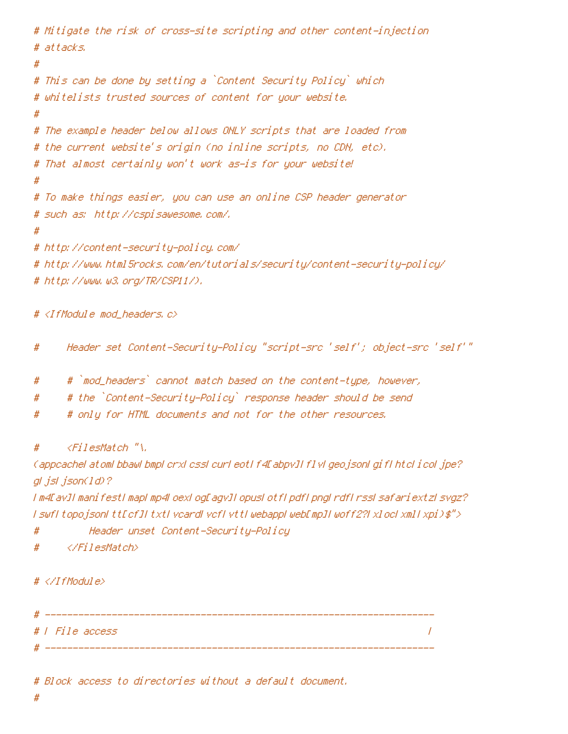```
# Mitigate the risk of cross-site scripting and other content-injection
# attacks.
#
# This can be done by setting a `Content Security Policy` which
# whitelists trusted sources of content for your website.
#
# The example header below allows ONLY scripts that are loaded from
# the current website's origin (no inline scripts, no CDN, etc).
# That almost certainly won't work as-is for your website!
#
# To make things easier, you can use an online CSP header generator
# such as: http://cspisawesome.com/.
#
# http://content-security-policy.com/
# http://www.html5rocks.com/en/tutorials/security/content-security-policy/
# http://www.w3.org/TR/CSP11/).

# <IfModule mod_headers.c>

#     Header set Content-Security-Policy "script-src 'self'; object-src 'self'"

#     # `mod_headers` cannot match based on the content-type, however,
#     # the `Content-Security-Policy` response header should be send
#     # only for HTML documents and not for the other resources.

#     <FilesMatch "\.
(appcache|atom|bbaw|bmp|crx|css|cur|eot|f4[abpv]|flv|geojson|gif|htc|ico|jpe?
g|js|json(ld)?
|m4[av]|manifest|map|mp4|oex|og[agv]|opus|otf|pdf|png|rdf|rss|safariextz|svgz?
|swf|topojson|tt[cf]|txt|vcard|vcf|vtt|webapp|web[mp]|woff2?|xloc|xml|xpi)$">
#         Header unset Content-Security-Policy
#     </FilesMatch>

# </IfModule>

# ----------------------------------------------------------------------
# | File access                                                        |
# ----------------------------------------------------------------------

# Block access to directories without a default document.
#
```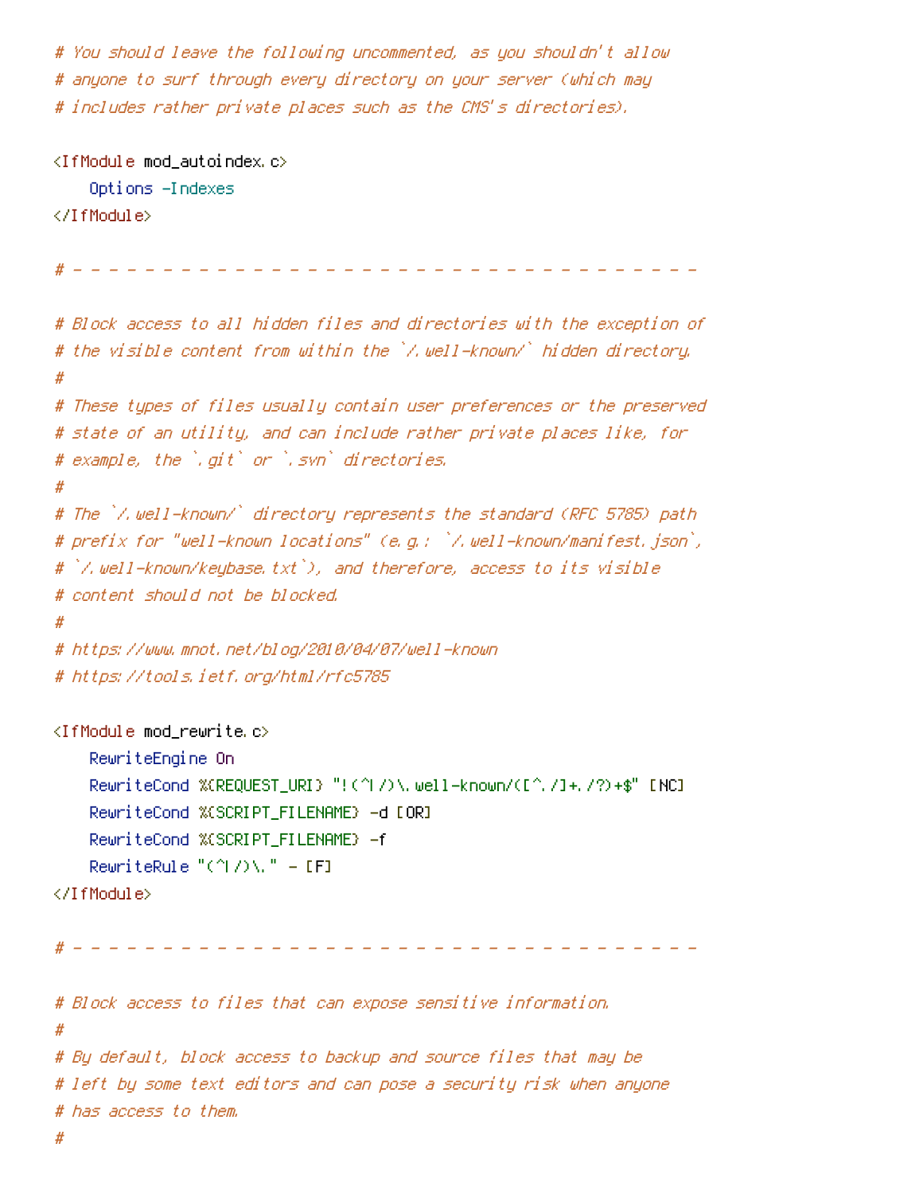```
# You should leave the following uncommented, as you shouldn't allow
# anyone to surf through every directory on your server (which may
# includes rather private places such as the CMS's directories).

<IfModule mod_autoindex.c>
    Options -Indexes
</IfModule>

# - - - - - - - - - - - - - - - - - - - - - - - - - - - - - - - - - - -

# Block access to all hidden files and directories with the exception of
# the visible content from within the `/.well-known/` hidden directory.
#
# These types of files usually contain user preferences or the preserved
# state of an utility, and can include rather private places like, for
# example, the `.git` or `.svn` directories.
#
# The `/.well-known/` directory represents the standard (RFC 5785) path
# prefix for "well-known locations" (e.g.: `/.well-known/manifest.json`,
# `/.well-known/keybase.txt`), and therefore, access to its visible
# content should not be blocked.
#
# https://www.mnot.net/blog/2010/04/07/well-known
# https://tools.ietf.org/html/rfc5785

<IfModule mod_rewrite.c>
    RewriteEngine On
    RewriteCond %{REQUEST_URI} "!(^|/)\.well-known/([^./]+./?)+$" [NC]
    RewriteCond %{SCRIPT_FILENAME} -d [OR]
    RewriteCond %{SCRIPT_FILENAME} -f
    RewriteRule "(^|/)\." - [F]
</IfModule>

# - - - - - - - - - - - - - - - - - - - - - - - - - - - - - - - - - - -

# Block access to files that can expose sensitive information.
#
# By default, block access to backup and source files that may be
# left by some text editors and can pose a security risk when anyone
# has access to them.
#
```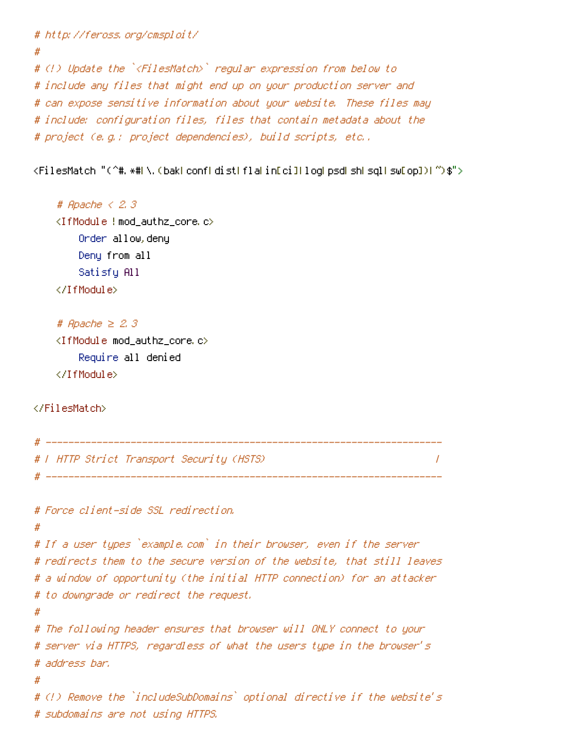```
# http://feross.org/cmsploit/
#
# (!) Update the `<FilesMatch>` regular expression from below to
# include any files that might end up on your production server and
# can expose sensitive information about your website. These files may
# include: configuration files, files that contain metadata about the
# project (e.g.: project dependencies), build scripts, etc..

<FilesMatch "(^#.*#|\.(bak|conf|dist|fla|in[ci]|log|psd|sh|sql|sw[op])|~)$">

    # Apache < 2.3
    <IfModule !mod_authz_core.c>
        Order allow,deny
        Deny from all
        Satisfy All
    </IfModule>

    # Apache ≥ 2.3
    <IfModule mod_authz_core.c>
        Require all denied
    </IfModule>

</FilesMatch>

# ----------------------------------------------------------------------
# | HTTP Strict Transport Security (HSTS)                              |
# ----------------------------------------------------------------------

# Force client-side SSL redirection.
#
# If a user types `example.com` in their browser, even if the server
# redirects them to the secure version of the website, that still leaves
# a window of opportunity (the initial HTTP connection) for an attacker
# to downgrade or redirect the request.
#
# The following header ensures that browser will ONLY connect to your
# server via HTTPS, regardless of what the users type in the browser's
# address bar.
#
# (!) Remove the `includeSubDomains` optional directive if the website's
# subdomains are not using HTTPS.
```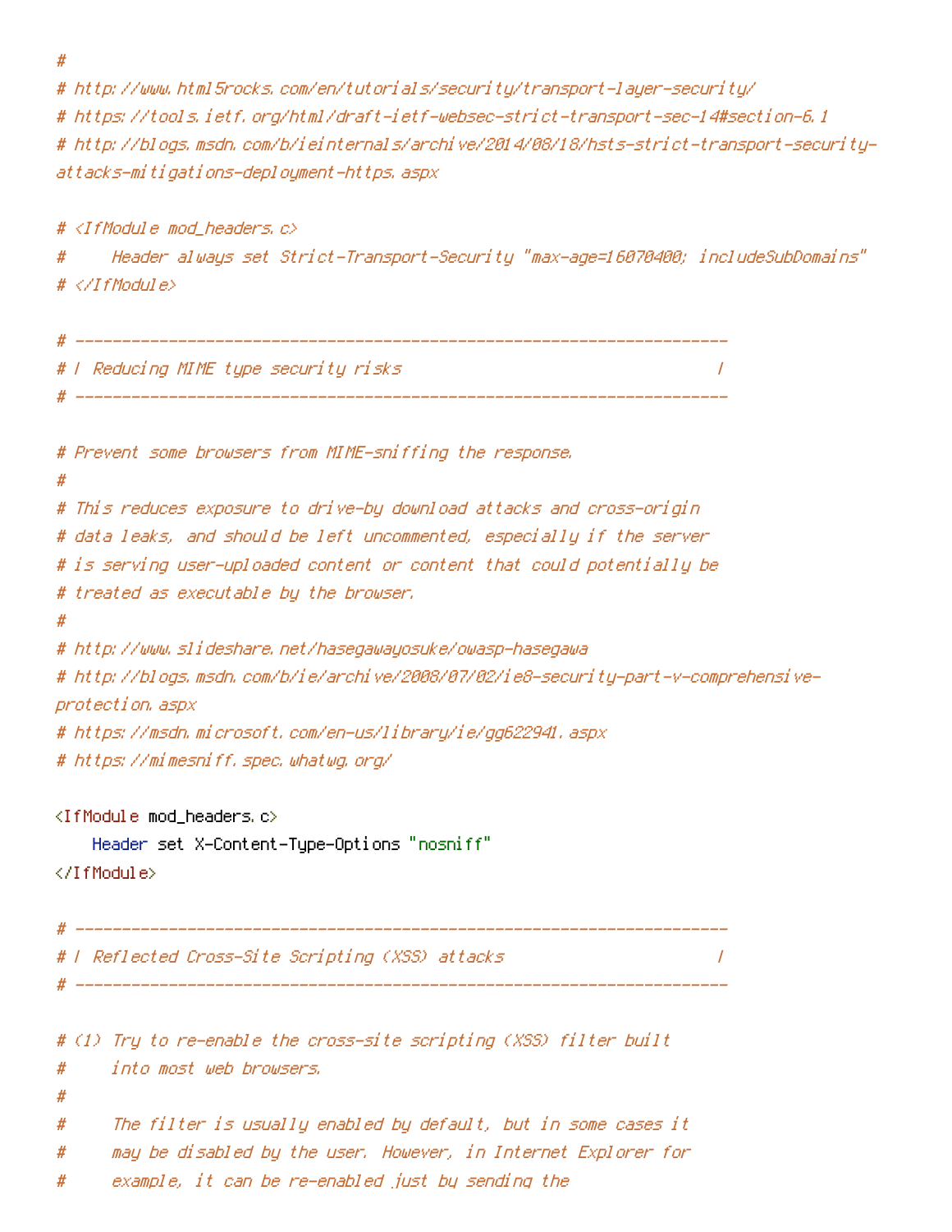```
#
# http://www.html5rocks.com/en/tutorials/security/transport-layer-security/
# https://tools.ietf.org/html/draft-ietf-websec-strict-transport-sec-14#section-6.1
# http://blogs.msdn.com/b/ieinternals/archive/2014/08/18/hsts-strict-transport-security-attacks-mitigations-deployment-https.aspx

# <IfModule mod_headers.c>
#     Header always set Strict-Transport-Security "max-age=16070400; includeSubDomains"
# </IfModule>

# ----------------------------------------------------------------------
# | Reducing MIME type security risks                                  |
# ----------------------------------------------------------------------

# Prevent some browsers from MIME-sniffing the response.
#
# This reduces exposure to drive-by download attacks and cross-origin
# data leaks, and should be left uncommented, especially if the server
# is serving user-uploaded content or content that could potentially be
# treated as executable by the browser.
#
# http://www.slideshare.net/hasegawayosuke/owasp-hasegawa
# http://blogs.msdn.com/b/ie/archive/2008/07/02/ie8-security-part-v-comprehensive-protection.aspx
# https://msdn.microsoft.com/en-us/library/ie/gg622941.aspx
# https://mimesniff.spec.whatwg.org/

<IfModule mod_headers.c>
    Header set X-Content-Type-Options "nosniff"
</IfModule>

# ----------------------------------------------------------------------
# | Reflected Cross-Site Scripting (XSS) attacks                       |
# ----------------------------------------------------------------------

# (1) Try to re-enable the cross-site scripting (XSS) filter built
#     into most web browsers.
#
#     The filter is usually enabled by default, but in some cases it
#     may be disabled by the user. However, in Internet Explorer for
#     example, it can be re-enabled just by sending the
```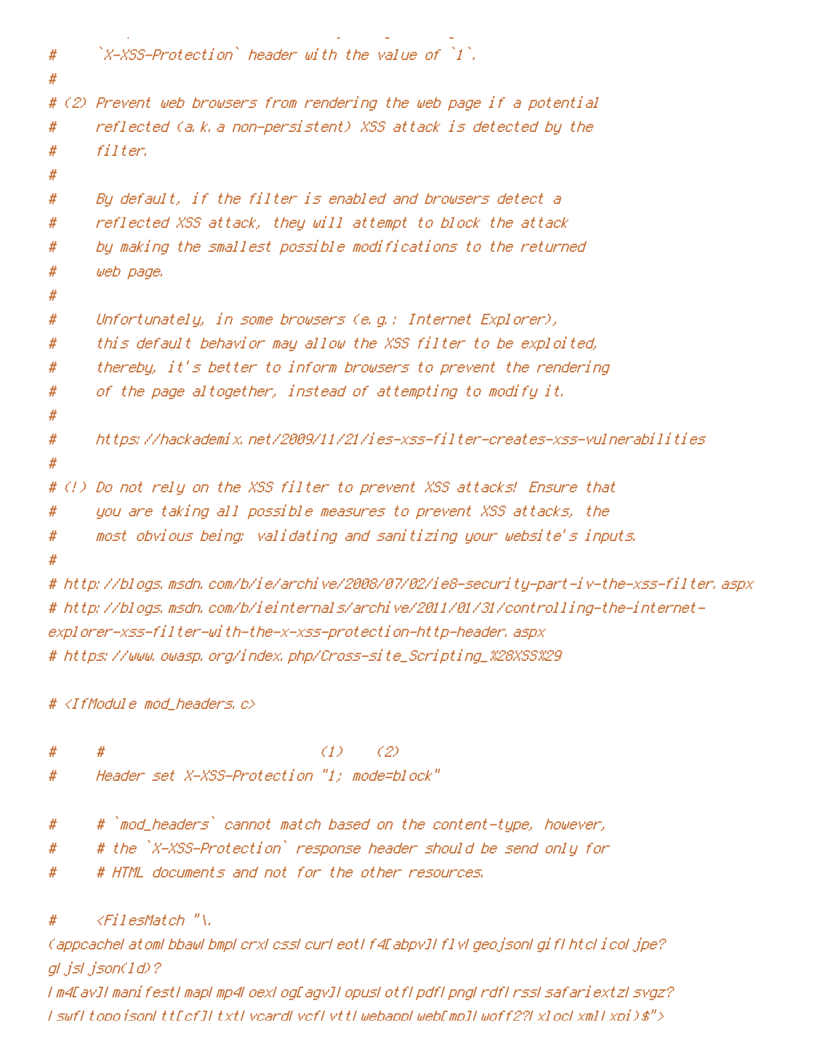```
#     `X-XSS-Protection` header with the value of `1`.
#
# (2) Prevent web browsers from rendering the web page if a potential
#     reflected (a.k.a non-persistent) XSS attack is detected by the
#     filter.
#
#     By default, if the filter is enabled and browsers detect a
#     reflected XSS attack, they will attempt to block the attack
#     by making the smallest possible modifications to the returned
#     web page.
#
#     Unfortunately, in some browsers (e.g.: Internet Explorer),
#     this default behavior may allow the XSS filter to be exploited,
#     thereby, it's better to inform browsers to prevent the rendering
#     of the page altogether, instead of attempting to modify it.
#
#     https://hackademix.net/2009/11/21/ies-xss-filter-creates-xss-vulnerabilities
#
# (!) Do not rely on the XSS filter to prevent XSS attacks! Ensure that
#     you are taking all possible measures to prevent XSS attacks, the
#     most obvious being: validating and sanitizing your website's inputs.
#
# http://blogs.msdn.com/b/ie/archive/2008/07/02/ie8-security-part-iv-the-xss-filter.aspx
# http://blogs.msdn.com/b/ieinternals/archive/2011/01/31/controlling-the-internet-
explorer-xss-filter-with-the-x-xss-protection-http-header.aspx
# https://www.owasp.org/index.php/Cross-site_Scripting_%28XSS%29

# <IfModule mod_headers.c>

#     #                           (1)    (2)
#     Header set X-XSS-Protection "1; mode=block"

#     # `mod_headers` cannot match based on the content-type, however,
#     # the `X-XSS-Protection` response header should be send only for
#     # HTML documents and not for the other resources.

#     <FilesMatch "\.
(appcache|atom|bbaw|bmp|crx|css|cur|eot|f4[abpv]|flv|geojson|gif|htc|ico|jpe?
g|js|json(ld)?
|m4[av]|manifest|map|mp4|oex|og[agv]|opus|otf|pdf|png|rdf|rss|safariextz|svgz?
|swf|topojson|tt[cf]|txt|vcard|vcf|vtt|webapp|web[mp]|woff2?|xloc|xml|xpi)$">
```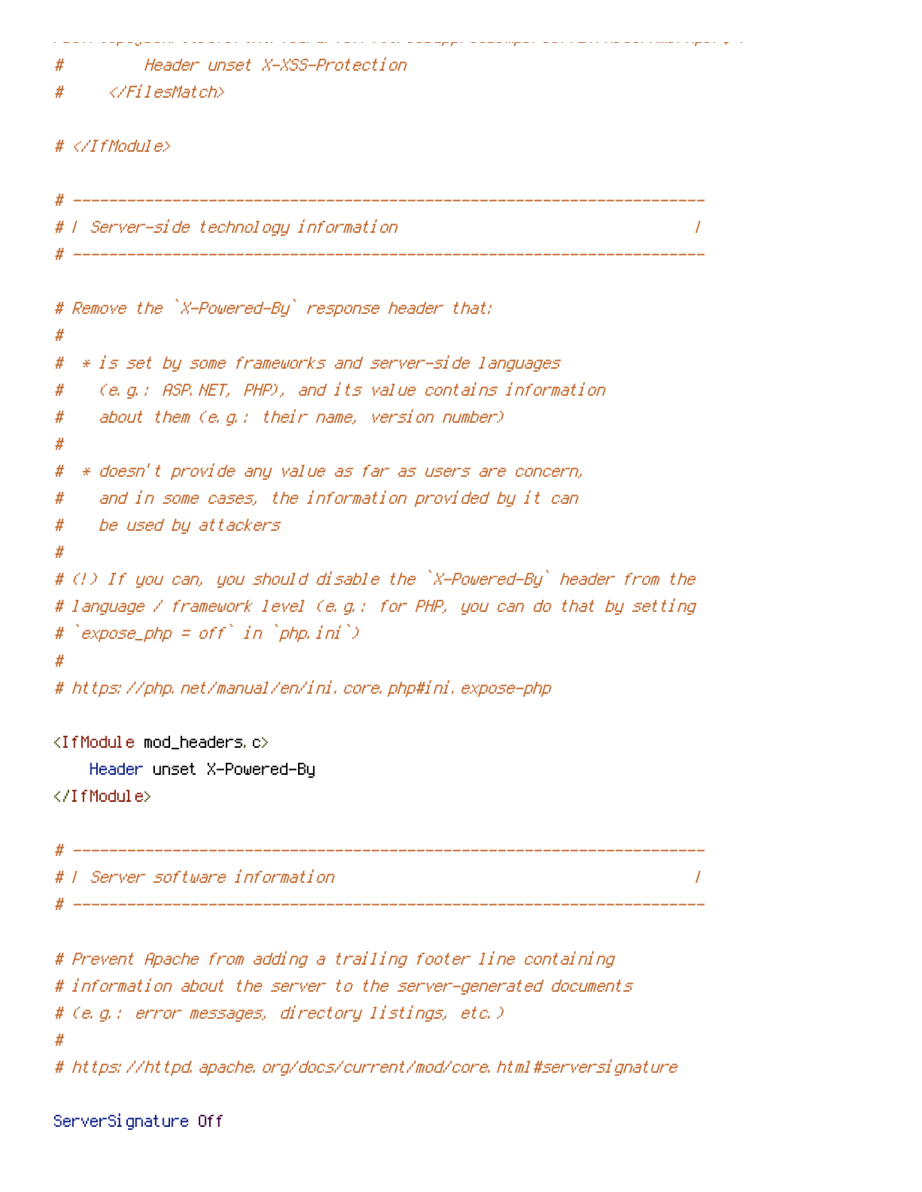```
#         Header unset X-XSS-Protection
#     </FilesMatch>

# </IfModule>

# ----------------------------------------------------------------------
# | Server-side technology information                                 |
# ----------------------------------------------------------------------

# Remove the `X-Powered-By` response header that:
#
#  * is set by some frameworks and server-side languages
#    (e.g.: ASP.NET, PHP), and its value contains information
#    about them (e.g.: their name, version number)
#
#  * doesn't provide any value as far as users are concern,
#    and in some cases, the information provided by it can
#    be used by attackers
#
# (!) If you can, you should disable the `X-Powered-By` header from the
# language / framework level (e.g.: for PHP, you can do that by setting
# `expose_php = off` in `php.ini`)
#
# https://php.net/manual/en/ini.core.php#ini.expose-php

<IfModule mod_headers.c>
    Header unset X-Powered-By
</IfModule>

# ----------------------------------------------------------------------
# | Server software information                                        |
# ----------------------------------------------------------------------

# Prevent Apache from adding a trailing footer line containing
# information about the server to the server-generated documents
# (e.g.: error messages, directory listings, etc.)
#
# https://httpd.apache.org/docs/current/mod/core.html#serversignature

ServerSignature Off
```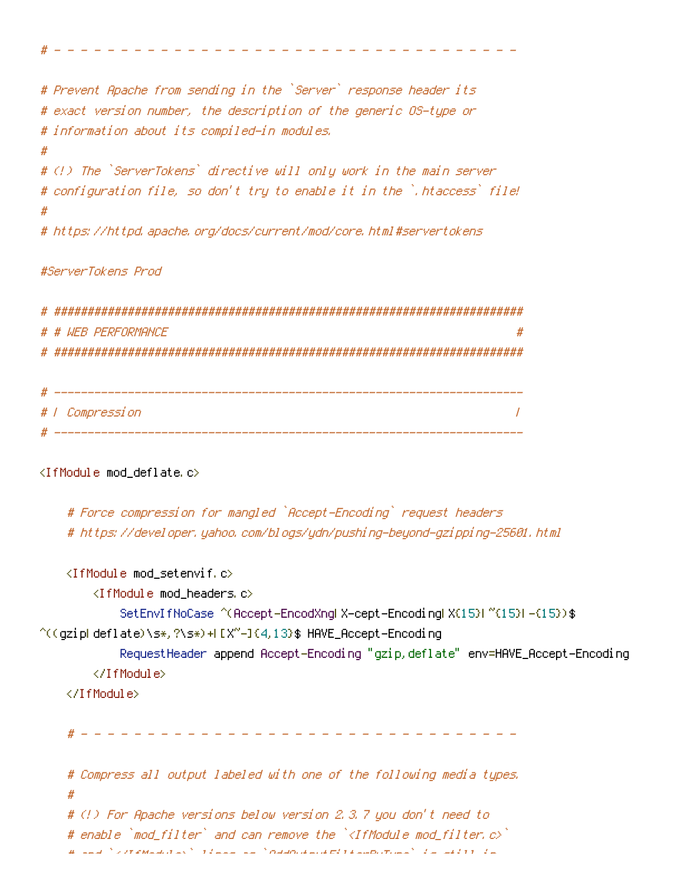```
# - - - - - - - - - - - - - - - - - - - - - - - - - - - - - - - - - - - - -

# Prevent Apache from sending in the `Server` response header its
# exact version number, the description of the generic OS-type or
# information about its compiled-in modules.
#
# (!) The `ServerTokens` directive will only work in the main server
# configuration file, so don't try to enable it in the `.htaccess` file!
#
# https://httpd.apache.org/docs/current/mod/core.html#servertokens

#ServerTokens Prod

# ######################################################################
# # WEB PERFORMANCE                                                    #
# ######################################################################

# ----------------------------------------------------------------------
# | Compression                                                        |
# ----------------------------------------------------------------------

<IfModule mod_deflate.c>

    # Force compression for mangled `Accept-Encoding` request headers
    # https://developer.yahoo.com/blogs/ydn/pushing-beyond-gzipping-25601.html

    <IfModule mod_setenvif.c>
        <IfModule mod_headers.c>
            SetEnvIfNoCase ^(Accept-EncodXng|X-cept-Encoding|X{15}|~{15}|-{15})$
^((gzip|deflate)\s*,?\s*)+|[X~-]{4,13}$ HAVE_Accept-Encoding
            RequestHeader append Accept-Encoding "gzip,deflate" env=HAVE_Accept-Encoding
        </IfModule>
    </IfModule>

    # - - - - - - - - - - - - - - - - - - - - - - - - - - - - - - - - - -

    # Compress all output labeled with one of the following media types.
    #
    # (!) For Apache versions below version 2.3.7 you don't need to
    # enable `mod_filter` and can remove the `<IfModule mod_filter.c>`
```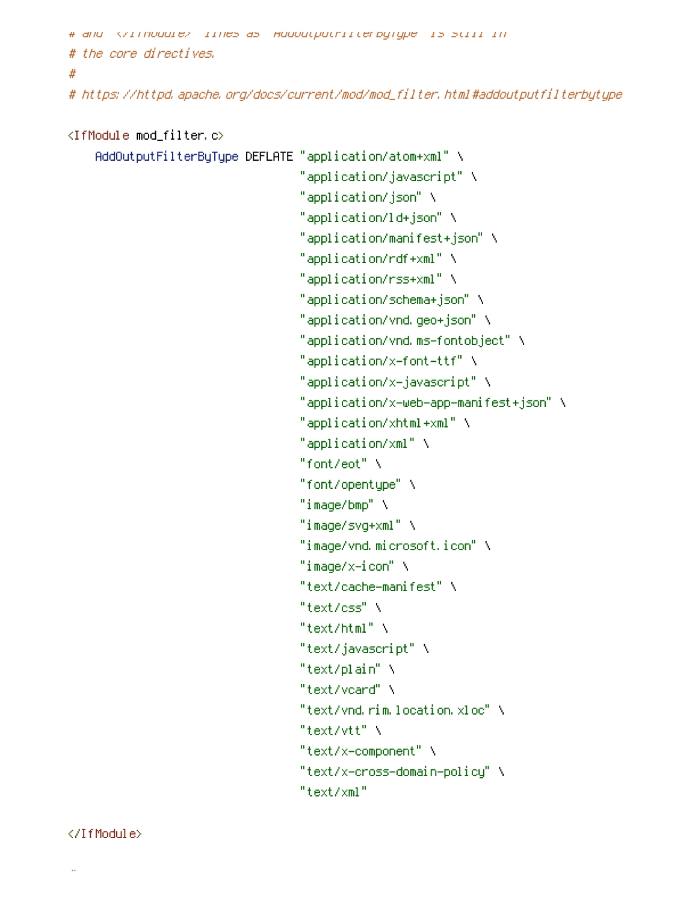```
# and `</IfModule>` lines as `AddOutputFilterByType` is still in
# the core directives.
#
# https://httpd.apache.org/docs/current/mod/mod_filter.html#addoutputfilterbytype

<IfModule mod_filter.c>
    AddOutputFilterByType DEFLATE "application/atom+xml" \
                                  "application/javascript" \
                                  "application/json" \
                                  "application/ld+json" \
                                  "application/manifest+json" \
                                  "application/rdf+xml" \
                                  "application/rss+xml" \
                                  "application/schema+json" \
                                  "application/vnd.geo+json" \
                                  "application/vnd.ms-fontobject" \
                                  "application/x-font-ttf" \
                                  "application/x-javascript" \
                                  "application/x-web-app-manifest+json" \
                                  "application/xhtml+xml" \
                                  "application/xml" \
                                  "font/eot" \
                                  "font/opentype" \
                                  "image/bmp" \
                                  "image/svg+xml" \
                                  "image/vnd.microsoft.icon" \
                                  "image/x-icon" \
                                  "text/cache-manifest" \
                                  "text/css" \
                                  "text/html" \
                                  "text/javascript" \
                                  "text/plain" \
                                  "text/vcard" \
                                  "text/vnd.rim.location.xloc" \
                                  "text/vtt" \
                                  "text/x-component" \
                                  "text/x-cross-domain-policy" \
                                  "text/xml"

</IfModule>
```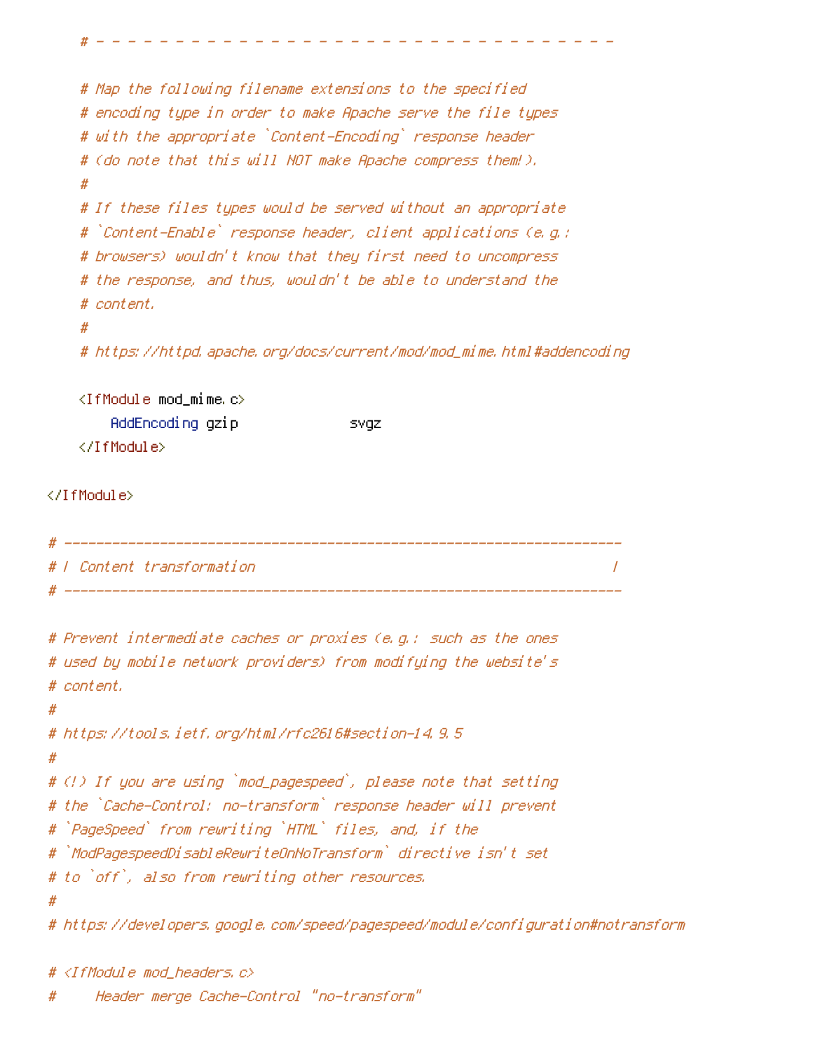```
    # - - - - - - - - - - - - - - - - - - - - - - - - - - - - - - - - -

    # Map the following filename extensions to the specified
    # encoding type in order to make Apache serve the file types
    # with the appropriate `Content-Encoding` response header
    # (do note that this will NOT make Apache compress them!).
    #
    # If these files types would be served without an appropriate
    # `Content-Enable` response header, client applications (e.g.:
    # browsers) wouldn't know that they first need to uncompress
    # the response, and thus, wouldn't be able to understand the
    # content.
    #
    # https://httpd.apache.org/docs/current/mod/mod_mime.html#addencoding

    <IfModule mod_mime.c>
        AddEncoding gzip              svgz
    </IfModule>

</IfModule>

# ----------------------------------------------------------------------
# | Content transformation                                             |
# ----------------------------------------------------------------------

# Prevent intermediate caches or proxies (e.g.: such as the ones
# used by mobile network providers) from modifying the website's
# content.
#
# https://tools.ietf.org/html/rfc2616#section-14.9.5
#
# (!) If you are using `mod_pagespeed`, please note that setting
# the `Cache-Control: no-transform` response header will prevent
# `PageSpeed` from rewriting `HTML` files, and, if the
# `ModPagespeedDisableRewriteOnNoTransform` directive isn't set
# to `off`, also from rewriting other resources.
#
# https://developers.google.com/speed/pagespeed/module/configuration#notransform

# <IfModule mod_headers.c>
#     Header merge Cache-Control "no-transform"
```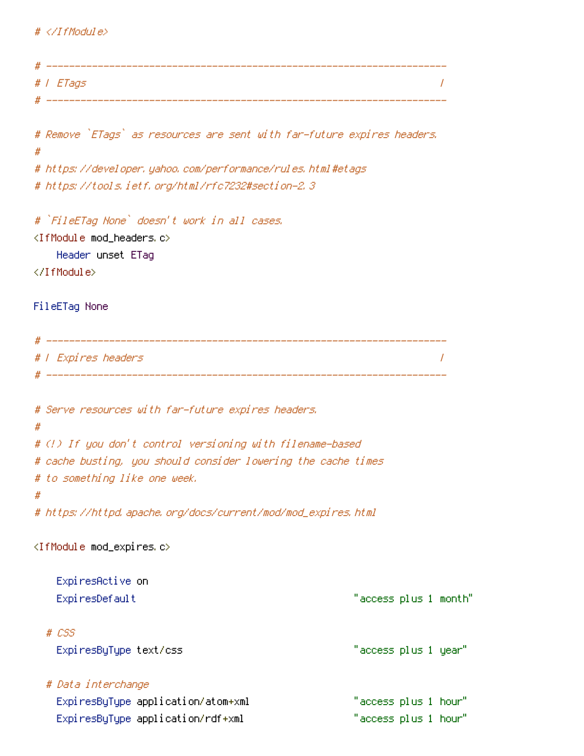```
# </IfModule>

# ----------------------------------------------------------------------
# | ETags                                                              |
# ----------------------------------------------------------------------

# Remove `ETags` as resources are sent with far-future expires headers.
#
# https://developer.yahoo.com/performance/rules.html#etags
# https://tools.ietf.org/html/rfc7232#section-2.3

# `FileETag None` doesn't work in all cases.
<IfModule mod_headers.c>
    Header unset ETag
</IfModule>

FileETag None

# ----------------------------------------------------------------------
# | Expires headers                                                    |
# ----------------------------------------------------------------------

# Serve resources with far-future expires headers.
#
# (!) If you don't control versioning with filename-based
# cache busting, you should consider lowering the cache times
# to something like one week.
#
# https://httpd.apache.org/docs/current/mod/mod_expires.html

<IfModule mod_expires.c>

    ExpiresActive on
    ExpiresDefault                                      "access plus 1 month"

  # CSS
    ExpiresByType text/css                              "access plus 1 year"

  # Data interchange
    ExpiresByType application/atom+xml                  "access plus 1 hour"
    ExpiresByType application/rdf+xml                   "access plus 1 hour"
```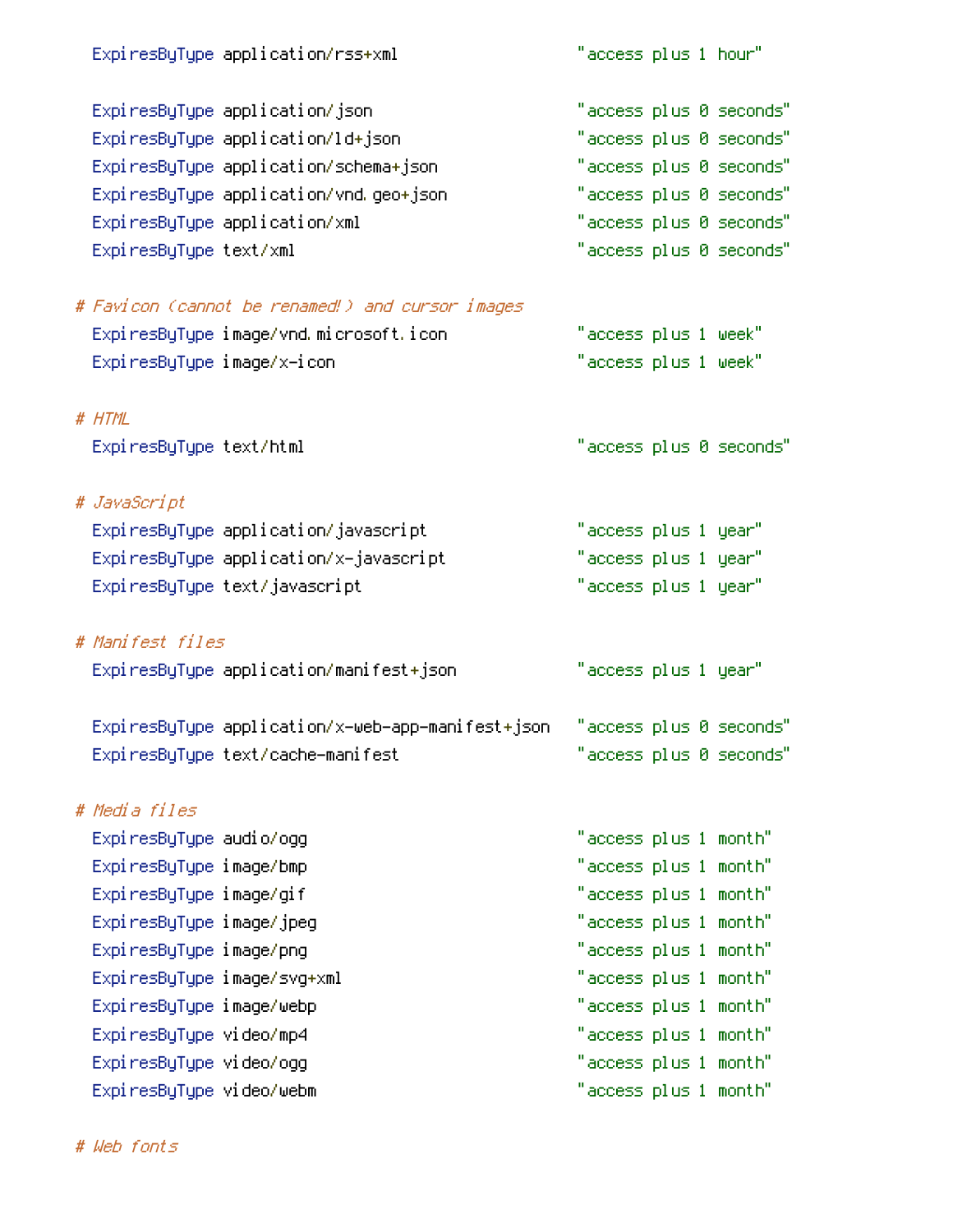```
    ExpiresByType application/rss+xml                   "access plus 1 hour"

    ExpiresByType application/json                      "access plus 0 seconds"
    ExpiresByType application/ld+json                   "access plus 0 seconds"
    ExpiresByType application/schema+json               "access plus 0 seconds"
    ExpiresByType application/vnd.geo+json              "access plus 0 seconds"
    ExpiresByType application/xml                       "access plus 0 seconds"
    ExpiresByType text/xml                              "access plus 0 seconds"

  # Favicon (cannot be renamed!) and cursor images
    ExpiresByType image/vnd.microsoft.icon              "access plus 1 week"
    ExpiresByType image/x-icon                          "access plus 1 week"

  # HTML
    ExpiresByType text/html                             "access plus 0 seconds"

  # JavaScript
    ExpiresByType application/javascript                "access plus 1 year"
    ExpiresByType application/x-javascript              "access plus 1 year"
    ExpiresByType text/javascript                       "access plus 1 year"

  # Manifest files
    ExpiresByType application/manifest+json             "access plus 1 year"

    ExpiresByType application/x-web-app-manifest+json   "access plus 0 seconds"
    ExpiresByType text/cache-manifest                   "access plus 0 seconds"

  # Media files
    ExpiresByType audio/ogg                             "access plus 1 month"
    ExpiresByType image/bmp                             "access plus 1 month"
    ExpiresByType image/gif                             "access plus 1 month"
    ExpiresByType image/jpeg                            "access plus 1 month"
    ExpiresByType image/png                             "access plus 1 month"
    ExpiresByType image/svg+xml                         "access plus 1 month"
    ExpiresByType image/webp                            "access plus 1 month"
    ExpiresByType video/mp4                             "access plus 1 month"
    ExpiresByType video/ogg                             "access plus 1 month"
    ExpiresByType video/webm                            "access plus 1 month"

  # Web fonts
```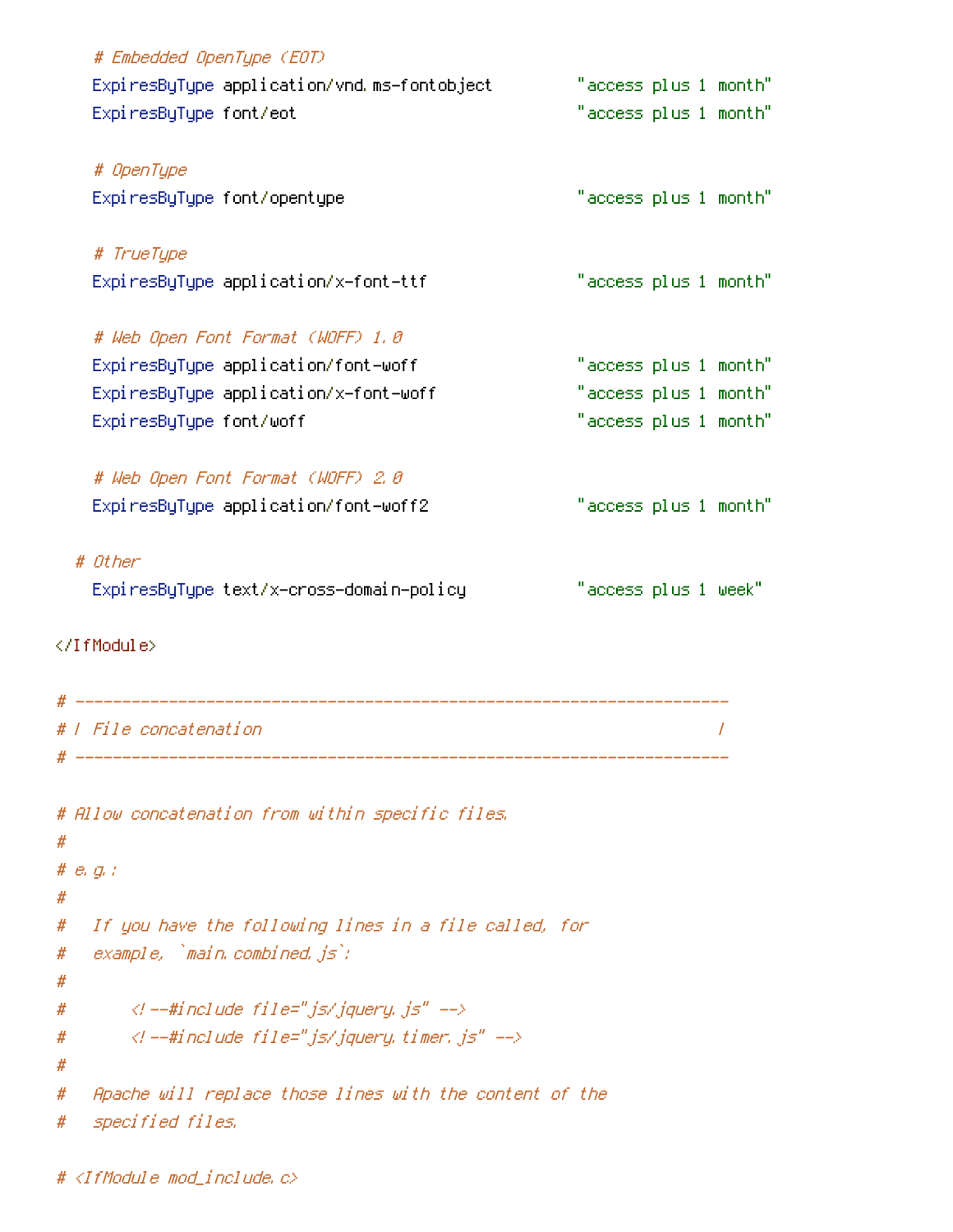```
    # Embedded OpenType (EOT)
    ExpiresByType application/vnd.ms-fontobject         "access plus 1 month"
    ExpiresByType font/eot                              "access plus 1 month"

    # OpenType
    ExpiresByType font/opentype                         "access plus 1 month"

    # TrueType
    ExpiresByType application/x-font-ttf                "access plus 1 month"

    # Web Open Font Format (WOFF) 1.0
    ExpiresByType application/font-woff                "access plus 1 month"
    ExpiresByType application/x-font-woff              "access plus 1 month"
    ExpiresByType font/woff                             "access plus 1 month"

    # Web Open Font Format (WOFF) 2.0
    ExpiresByType application/font-woff2               "access plus 1 month"

  # Other
    ExpiresByType text/x-cross-domain-policy            "access plus 1 week"

</IfModule>

# ----------------------------------------------------------------------
# | File concatenation                                                 |
# ----------------------------------------------------------------------

# Allow concatenation from within specific files.
#
# e.g.:
#
#   If you have the following lines in a file called, for
#   example, `main.combined.js`:
#
#       <!--#include file="js/jquery.js" -->
#       <!--#include file="js/jquery.timer.js" -->
#
#   Apache will replace those lines with the content of the
#   specified files.

# <IfModule mod_include.c>
```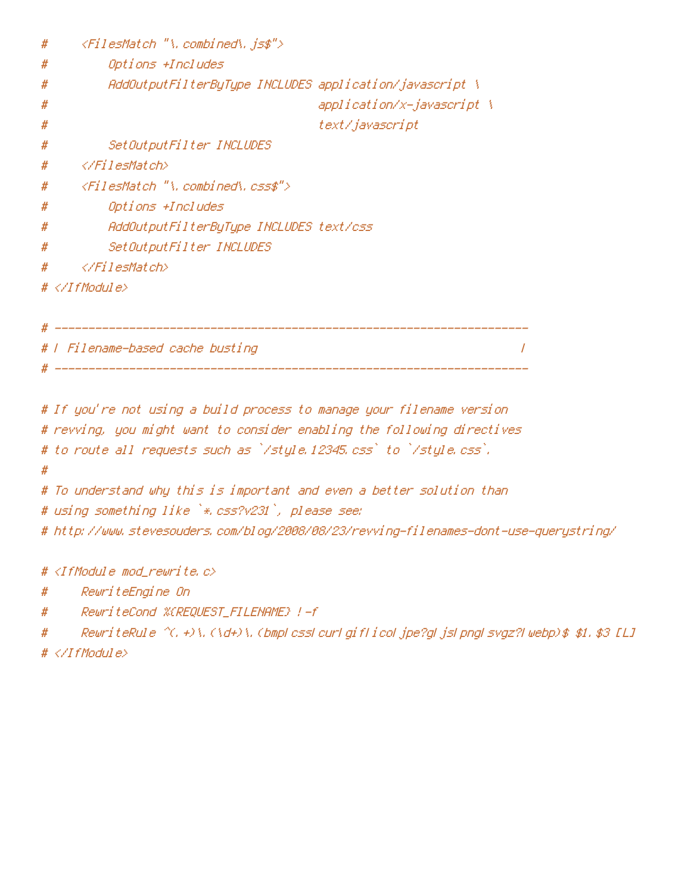```
#     <FilesMatch "\.combined\.js$">
#         Options +Includes
#         AddOutputFilterByType INCLUDES application/javascript \
#                                        application/x-javascript \
#                                        text/javascript
#         SetOutputFilter INCLUDES
#     </FilesMatch>
#     <FilesMatch "\.combined\.css$">
#         Options +Includes
#         AddOutputFilterByType INCLUDES text/css
#         SetOutputFilter INCLUDES
#     </FilesMatch>
# </IfModule>

# ----------------------------------------------------------------------
# | Filename-based cache busting                                       |
# ----------------------------------------------------------------------

# If you're not using a build process to manage your filename version
# revving, you might want to consider enabling the following directives
# to route all requests such as `/style.12345.css` to `/style.css`.
#
# To understand why this is important and even a better solution than
# using something like `*.css?v231`, please see:
# http://www.stevesouders.com/blog/2008/08/23/revving-filenames-dont-use-querystring/

# <IfModule mod_rewrite.c>
#     RewriteEngine On
#     RewriteCond %{REQUEST_FILENAME} !-f
#     RewriteRule ^(.+)\.(\d+)\.(bmp|css|cur|gif|ico|jpe?g|js|png|svgz?|webp)$ $1.$3 [L]
# </IfModule>
```